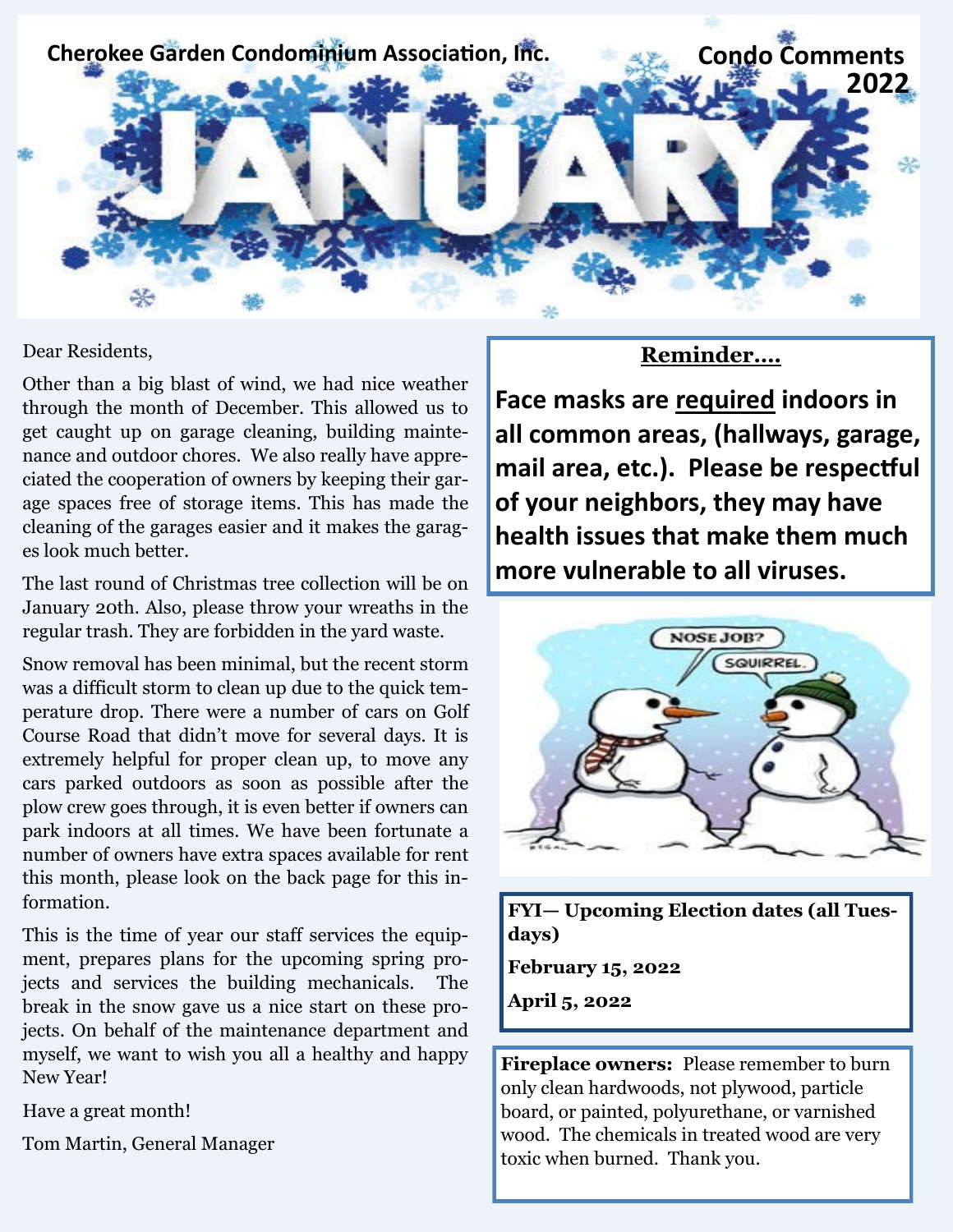**Cherokee Garden Condominium Association, Inc.**

**Condo Comments 2022**

# JANUARY

Dear Residents,

Other than a big blast of wind, we had nice weather through the month of December. This allowed us to get caught up on garage cleaning, building maintenance and outdoor chores. We also really have appreciated the cooperation of owners by keeping their garage spaces free of storage items. This has made the cleaning of the garages easier and it makes the garages look much better.

The last round of Christmas tree collection will be on January 20th. Also, please throw your wreaths in the regular trash. They are forbidden in the yard waste.

Snow removal has been minimal, but the recent storm was a difficult storm to clean up due to the quick temperature drop. There were a number of cars on Golf Course Road that didn't move for several days. It is extremely helpful for proper clean up, to move any cars parked outdoors as soon as possible after the plow crew goes through, it is even better if owners can park indoors at all times. We have been fortunate a number of owners have extra spaces available for rent this month, please look on the back page for this information.

This is the time of year our staff services the equipment, prepares plans for the upcoming spring projects and services the building mechanicals. The break in the snow gave us a nice start on these projects. On behalf of the maintenance department and myself, we want to wish you all a healthy and happy New Year!

Have a great month!

Tom Martin, General Manager

**Reminder….**

**Face masks are required indoors in all common areas, (hallways, garage, mail area, etc.). Please be respectful of your neighbors, they may have health issues that make them much more vulnerable to all viruses.**

**FYI— Upcoming Election dates (all Tuesdays)**

**February 15, 2022**

**April 5, 2022**

**Fireplace owners:** Please remember to burn only clean hardwoods, not plywood, particle board, or painted, polyurethane, or varnished wood. The chemicals in treated wood are very toxic when burned. Thank you.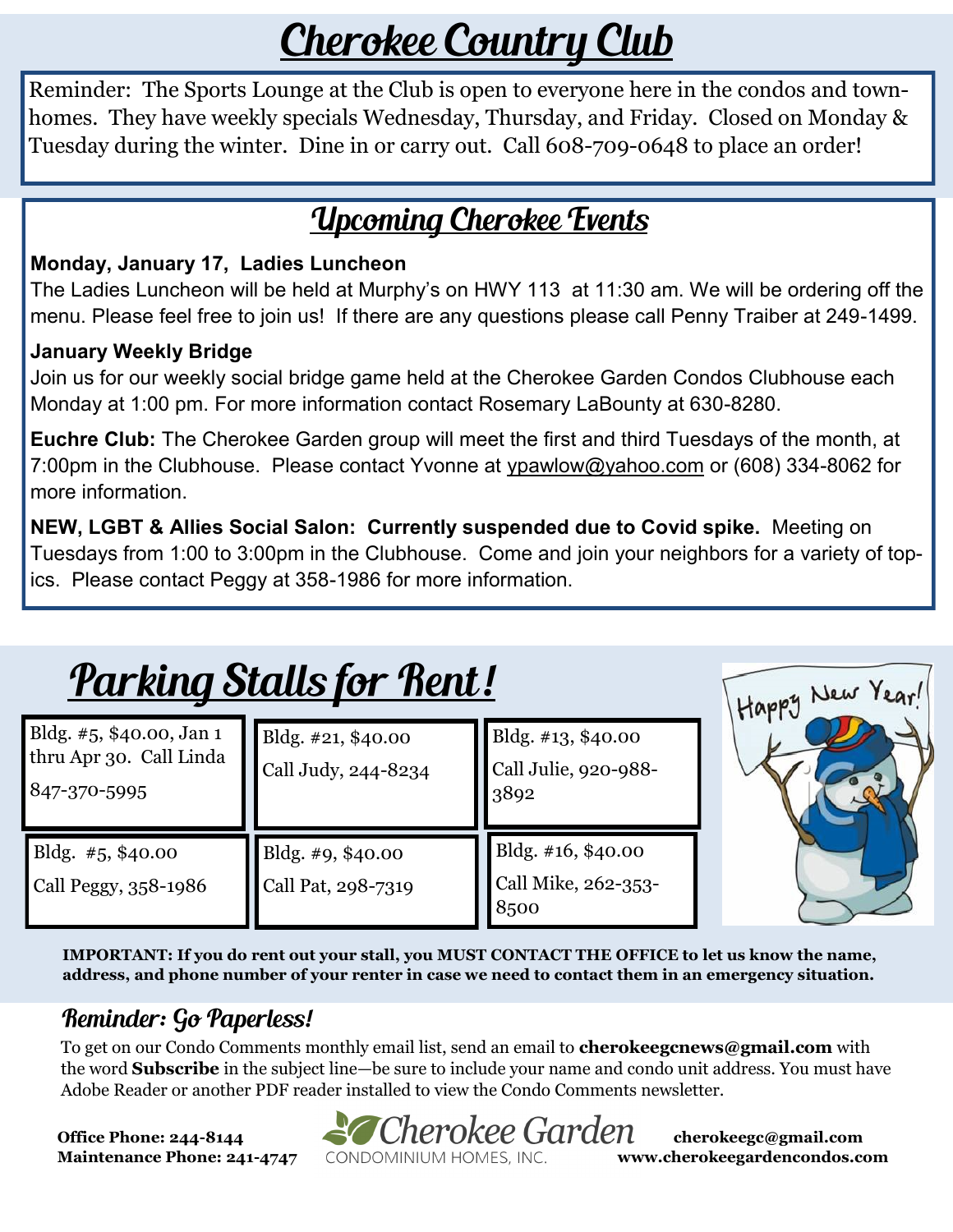# Cherokee Country Club

Reminder: The Sports Lounge at the Club is open to everyone here in the condos and townhomes. They have weekly specials Wednesday, Thursday, and Friday. Closed on Monday & Tuesday during the winter. Dine in or carry out. Call 608-709-0648 to place an order!

## Upcoming Cherokee Events

**Monday, January 17, Ladies Luncheon**

The Ladies Luncheon will be held at Murphy's on HWY 113 at 11:30 am. We will be ordering off the menu. Please feel free to join us! If there are any questions please call Penny Traiber at 249-1499.

**January Weekly Bridge**

Join us for our weekly social bridge game held at the Cherokee Garden Condos Clubhouse each Monday at 1:00 pm. For more information contact Rosemary LaBounty at 630-8280.

**Euchre Club:** The Cherokee Garden group will meet the first and third Tuesdays of the month, at 7:00pm in the Clubhouse. Please contact Yvonne at ypawlow@yahoo.com or (608) 334-8062 for more information.

**NEW, LGBT & Allies Social Salon: Currently suspended due to Covid spike.** Meeting on Tuesdays from 1:00 to 3:00pm in the Clubhouse. Come and join your neighbors for a variety of topics. Please contact Peggy at 358-1986 for more information.

## Parking Stalls for Rent!

| | | |
|---|---|---|
| Bldg. #5, $40.00, Jan 1 thru Apr 30. Call Linda 847-370-5995 | Bldg. #21, $40.00 Call Judy, 244-8234 | Bldg. #13, $40.00 Call Julie, 920-988-3892 |
| Bldg. #5, $40.00 Call Peggy, 358-1986 | Bldg. #9, $40.00 Call Pat, 298-7319 | Bldg. #16, $40.00 Call Mike, 262-353-8500 |

Happy New Year!

**IMPORTANT: If you do rent out your stall, you MUST CONTACT THE OFFICE to let us know the name, address, and phone number of your renter in case we need to contact them in an emergency situation.**

### Reminder: Go Paperless!

To get on our Condo Comments monthly email list, send an email to **cherokeegcnews@gmail.com** with the word **Subscribe** in the subject line—be sure to include your name and condo unit address. You must have Adobe Reader or another PDF reader installed to view the Condo Comments newsletter.

**Office Phone: 244-8144**
**Maintenance Phone: 241-4747**

Cherokee Garden
CONDOMINIUM HOMES, INC.

**cherokeegc@gmail.com**
**www.cherokeegardencondos.com**